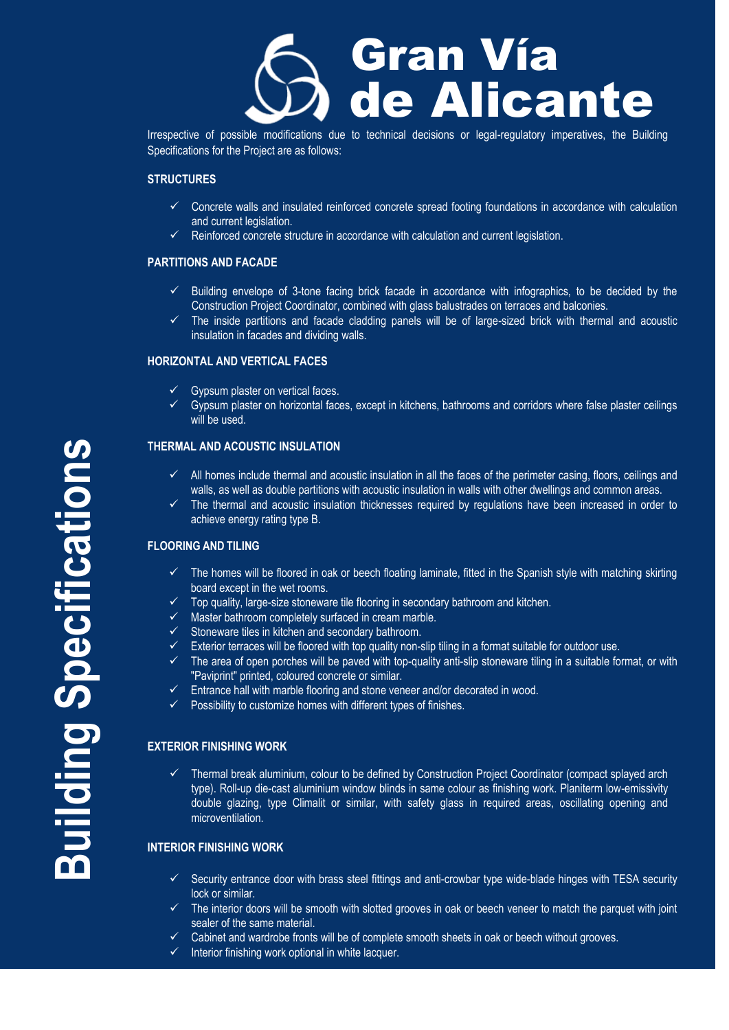# Gran Vía de Alicante

## Building Specifications

Irrespective of possible modifications due to technical decisions or legal-regulatory imperatives, the Building Specifications for the Project are as follows:

### STRUCTURES

- ✓ Concrete walls and insulated reinforced concrete spread footing foundations in accordance with calculation and current legislation.
- ✓ Reinforced concrete structure in accordance with calculation and current legislation.

### PARTITIONS AND FACADE

- ✓ Building envelope of 3-tone facing brick facade in accordance with infographics, to be decided by the Construction Project Coordinator, combined with glass balustrades on terraces and balconies.
- ✓ The inside partitions and facade cladding panels will be of large-sized brick with thermal and acoustic insulation in facades and dividing walls.

### HORIZONTAL AND VERTICAL FACES

- ✓ Gypsum plaster on vertical faces.
- ✓ Gypsum plaster on horizontal faces, except in kitchens, bathrooms and corridors where false plaster ceilings will be used.

### THERMAL AND ACOUSTIC INSULATION

- ✓ All homes include thermal and acoustic insulation in all the faces of the perimeter casing, floors, ceilings and walls, as well as double partitions with acoustic insulation in walls with other dwellings and common areas.
- ✓ The thermal and acoustic insulation thicknesses required by regulations have been increased in order to achieve energy rating type B.

### FLOORING AND TILING

- ✓ The homes will be floored in oak or beech floating laminate, fitted in the Spanish style with matching skirting board except in the wet rooms.
- ✓ Top quality, large-size stoneware tile flooring in secondary bathroom and kitchen.
- ✓ Master bathroom completely surfaced in cream marble.
- ✓ Stoneware tiles in kitchen and secondary bathroom.
- ✓ Exterior terraces will be floored with top quality non-slip tiling in a format suitable for outdoor use.
- ✓ The area of open porches will be paved with top-quality anti-slip stoneware tiling in a suitable format, or with "Paviprint" printed, coloured concrete or similar.
- ✓ Entrance hall with marble flooring and stone veneer and/or decorated in wood.
- ✓ Possibility to customize homes with different types of finishes.

### EXTERIOR FINISHING WORK

- ✓ Thermal break aluminium, colour to be defined by Construction Project Coordinator (compact splayed arch type). Roll-up die-cast aluminium window blinds in same colour as finishing work. Planiterm low-emissivity double glazing, type Climalit or similar, with safety glass in required areas, oscillating opening and microventilation.

### INTERIOR FINISHING WORK

- ✓ Security entrance door with brass steel fittings and anti-crowbar type wide-blade hinges with TESA security lock or similar.
- ✓ The interior doors will be smooth with slotted grooves in oak or beech veneer to match the parquet with joint sealer of the same material.
- ✓ Cabinet and wardrobe fronts will be of complete smooth sheets in oak or beech without grooves.
- ✓ Interior finishing work optional in white lacquer.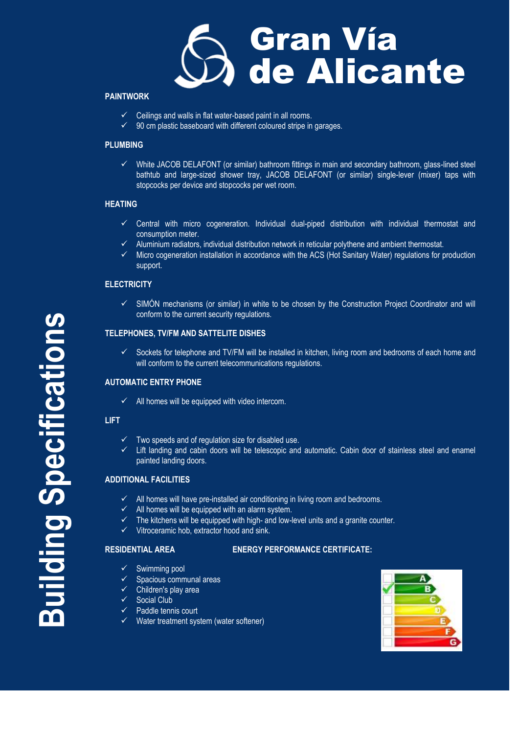# Gran Vía de Alicante

## Building Specifications

### PAINTWORK

- Ceilings and walls in flat water-based paint in all rooms.
- 90 cm plastic baseboard with different coloured stripe in garages.

### PLUMBING

- White JACOB DELAFONT (or similar) bathroom fittings in main and secondary bathroom, glass-lined steel bathtub and large-sized shower tray, JACOB DELAFONT (or similar) single-lever (mixer) taps with stopcocks per device and stopcocks per wet room.

### HEATING

- Central with micro cogeneration. Individual dual-piped distribution with individual thermostat and consumption meter.
- Aluminium radiators, individual distribution network in reticular polythene and ambient thermostat.
- Micro cogeneration installation in accordance with the ACS (Hot Sanitary Water) regulations for production support.

### ELECTRICITY

- SIMÓN mechanisms (or similar) in white to be chosen by the Construction Project Coordinator and will conform to the current security regulations.

### TELEPHONES, TV/FM AND SATTELITE DISHES

- Sockets for telephone and TV/FM will be installed in kitchen, living room and bedrooms of each home and will conform to the current telecommunications regulations.

### AUTOMATIC ENTRY PHONE

- All homes will be equipped with video intercom.

### LIFT

- Two speeds and of regulation size for disabled use.
- Lift landing and cabin doors will be telescopic and automatic. Cabin door of stainless steel and enamel painted landing doors.

### ADDITIONAL FACILITIES

- All homes will have pre-installed air conditioning in living room and bedrooms.
- All homes will be equipped with an alarm system.
- The kitchens will be equipped with high- and low-level units and a granite counter.
- Vitroceramic hob, extractor hood and sink.

### RESIDENTIAL AREA

- Swimming pool
- Spacious communal areas
- Children's play area
- Social Club
- Paddle tennis court
- Water treatment system (water softener)

### ENERGY PERFORMANCE CERTIFICATE:

A
B
C
D
E
F
G